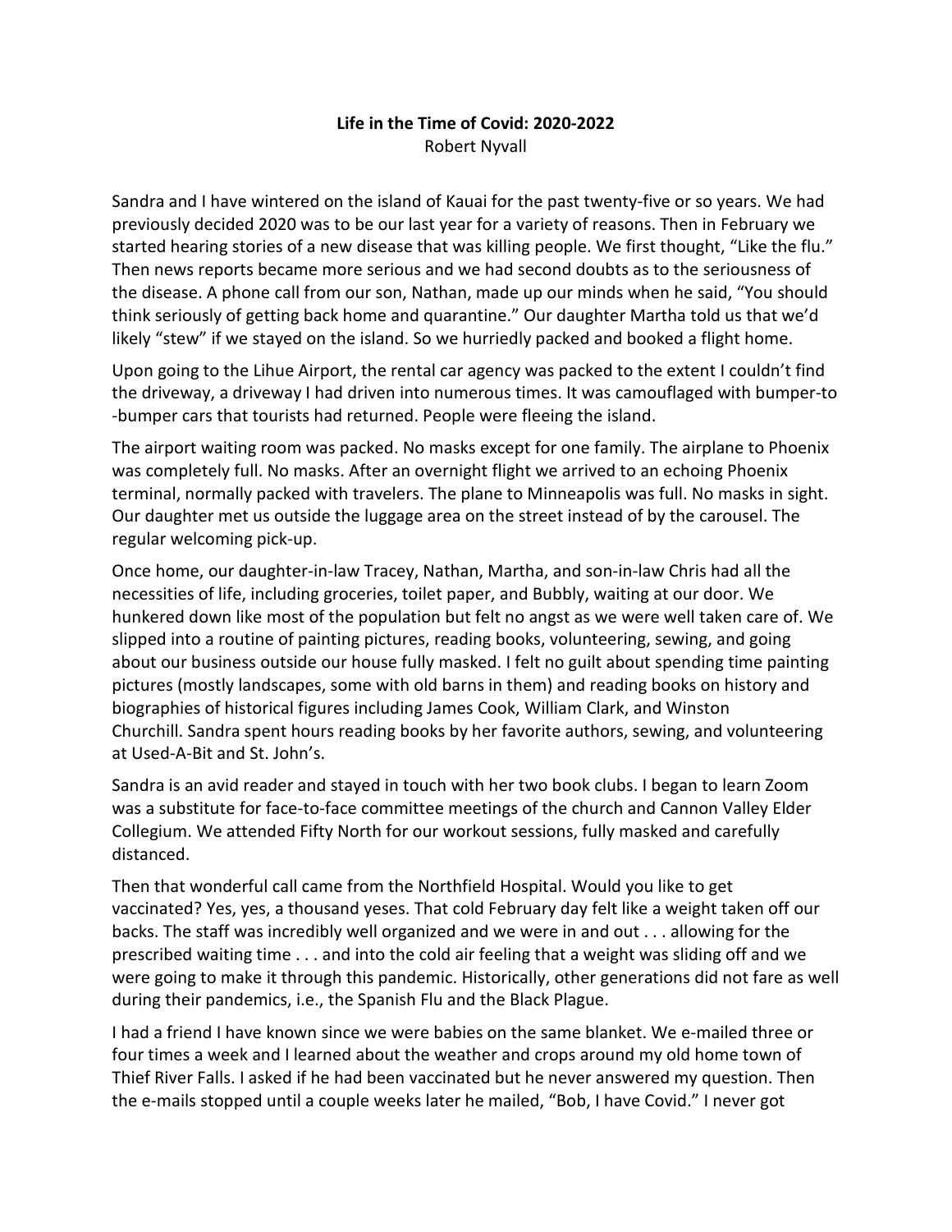**Life in the Time of Covid: 2020-2022**

Robert Nyvall

Sandra and I have wintered on the island of Kauai for the past twenty-five or so years. We had previously decided 2020 was to be our last year for a variety of reasons. Then in February we started hearing stories of a new disease that was killing people. We first thought, "Like the flu." Then news reports became more serious and we had second doubts as to the seriousness of the disease. A phone call from our son, Nathan, made up our minds when he said, "You should think seriously of getting back home and quarantine." Our daughter Martha told us that we'd likely "stew" if we stayed on the island. So we hurriedly packed and booked a flight home.

Upon going to the Lihue Airport, the rental car agency was packed to the extent I couldn't find the driveway, a driveway I had driven into numerous times. It was camouflaged with bumper-to-bumper cars that tourists had returned. People were fleeing the island.

The airport waiting room was packed. No masks except for one family. The airplane to Phoenix was completely full. No masks. After an overnight flight we arrived to an echoing Phoenix terminal, normally packed with travelers. The plane to Minneapolis was full. No masks in sight. Our daughter met us outside the luggage area on the street instead of by the carousel. The regular welcoming pick-up.

Once home, our daughter-in-law Tracey, Nathan, Martha, and son-in-law Chris had all the necessities of life, including groceries, toilet paper, and Bubbly, waiting at our door. We hunkered down like most of the population but felt no angst as we were well taken care of. We slipped into a routine of painting pictures, reading books, volunteering, sewing, and going about our business outside our house fully masked. I felt no guilt about spending time painting pictures (mostly landscapes, some with old barns in them) and reading books on history and biographies of historical figures including James Cook, William Clark, and Winston Churchill. Sandra spent hours reading books by her favorite authors, sewing, and volunteering at Used-A-Bit and St. John's.

Sandra is an avid reader and stayed in touch with her two book clubs. I began to learn Zoom was a substitute for face-to-face committee meetings of the church and Cannon Valley Elder Collegium. We attended Fifty North for our workout sessions, fully masked and carefully distanced.

Then that wonderful call came from the Northfield Hospital. Would you like to get vaccinated? Yes, yes, a thousand yeses. That cold February day felt like a weight taken off our backs. The staff was incredibly well organized and we were in and out . . . allowing for the prescribed waiting time . . . and into the cold air feeling that a weight was sliding off and we were going to make it through this pandemic. Historically, other generations did not fare as well during their pandemics, i.e., the Spanish Flu and the Black Plague.

I had a friend I have known since we were babies on the same blanket. We e-mailed three or four times a week and I learned about the weather and crops around my old home town of Thief River Falls. I asked if he had been vaccinated but he never answered my question. Then the e-mails stopped until a couple weeks later he mailed, "Bob, I have Covid." I never got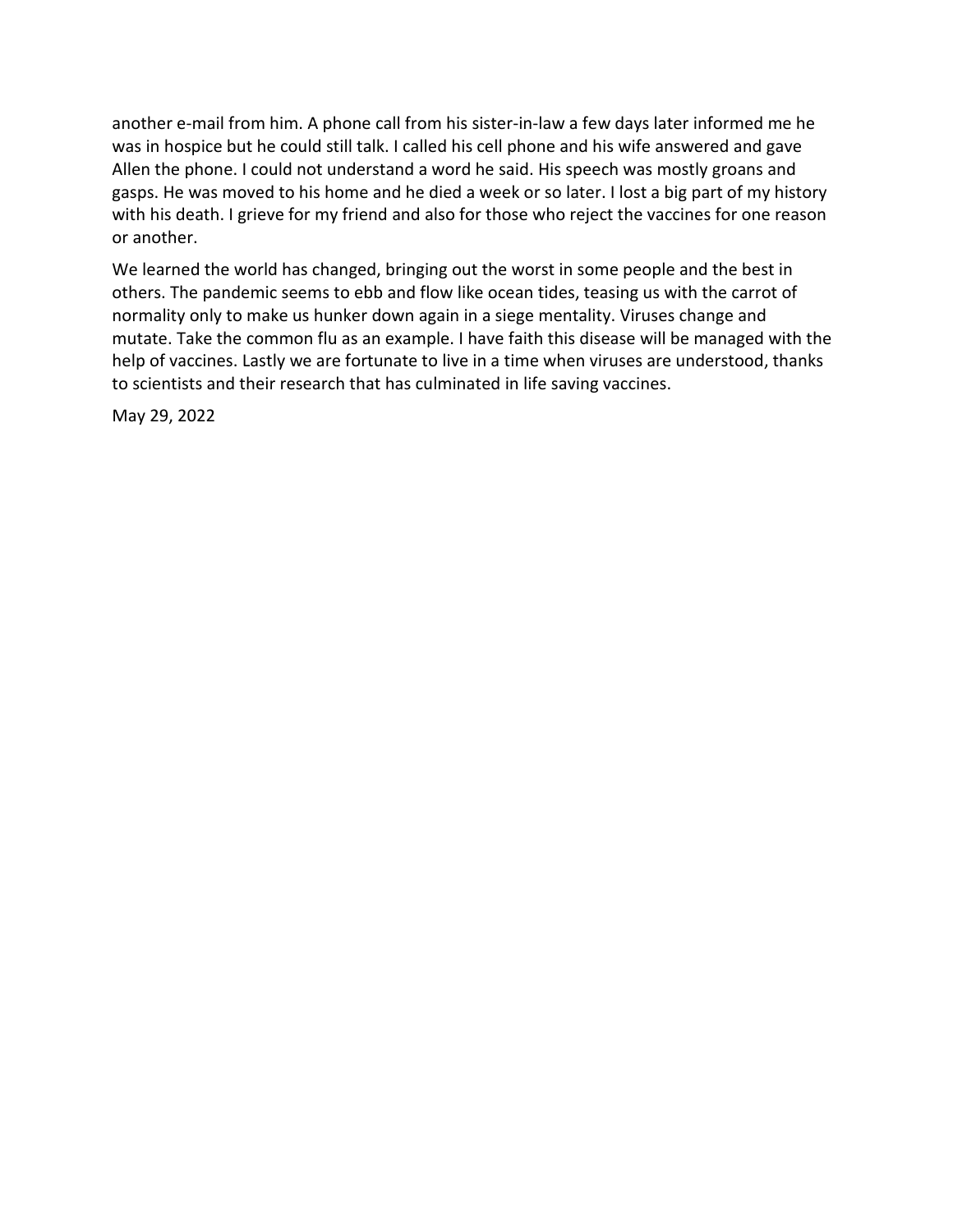another e-mail from him. A phone call from his sister-in-law a few days later informed me he was in hospice but he could still talk. I called his cell phone and his wife answered and gave Allen the phone. I could not understand a word he said. His speech was mostly groans and gasps. He was moved to his home and he died a week or so later. I lost a big part of my history with his death. I grieve for my friend and also for those who reject the vaccines for one reason or another.

We learned the world has changed, bringing out the worst in some people and the best in others. The pandemic seems to ebb and flow like ocean tides, teasing us with the carrot of normality only to make us hunker down again in a siege mentality. Viruses change and mutate. Take the common flu as an example. I have faith this disease will be managed with the help of vaccines. Lastly we are fortunate to live in a time when viruses are understood, thanks to scientists and their research that has culminated in life saving vaccines.

May 29, 2022